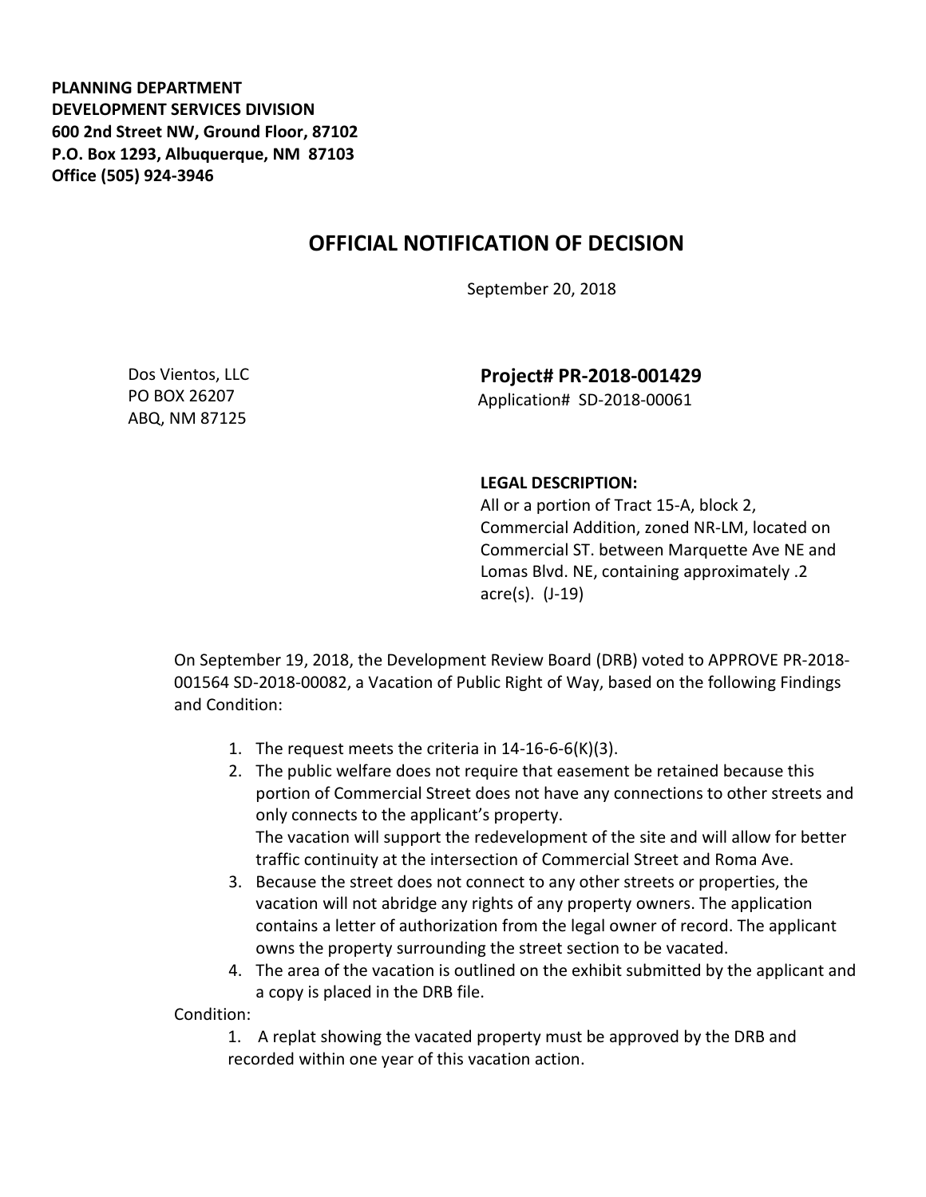**PLANNING DEPARTMENT**
**DEVELOPMENT SERVICES DIVISION**
**600 2nd Street NW, Ground Floor, 87102**
**P.O. Box 1293, Albuquerque, NM 87103**
**Office (505) 924-3946**

# OFFICIAL NOTIFICATION OF DECISION

September 20, 2018

Dos Vientos, LLC
PO BOX 26207
ABQ, NM 87125

**Project# PR-2018-001429**
Application# SD-2018-00061

**LEGAL DESCRIPTION:**
All or a portion of Tract 15-A, block 2, Commercial Addition, zoned NR-LM, located on Commercial ST. between Marquette Ave NE and Lomas Blvd. NE, containing approximately .2 acre(s). (J-19)

On September 19, 2018, the Development Review Board (DRB) voted to APPROVE PR-2018-001564 SD-2018-00082, a Vacation of Public Right of Way, based on the following Findings and Condition:

1. The request meets the criteria in 14-16-6-6(K)(3).
2. The public welfare does not require that easement be retained because this portion of Commercial Street does not have any connections to other streets and only connects to the applicant's property.
   The vacation will support the redevelopment of the site and will allow for better traffic continuity at the intersection of Commercial Street and Roma Ave.
3. Because the street does not connect to any other streets or properties, the vacation will not abridge any rights of any property owners. The application contains a letter of authorization from the legal owner of record. The applicant owns the property surrounding the street section to be vacated.
4. The area of the vacation is outlined on the exhibit submitted by the applicant and a copy is placed in the DRB file.

Condition:

1. A replat showing the vacated property must be approved by the DRB and recorded within one year of this vacation action.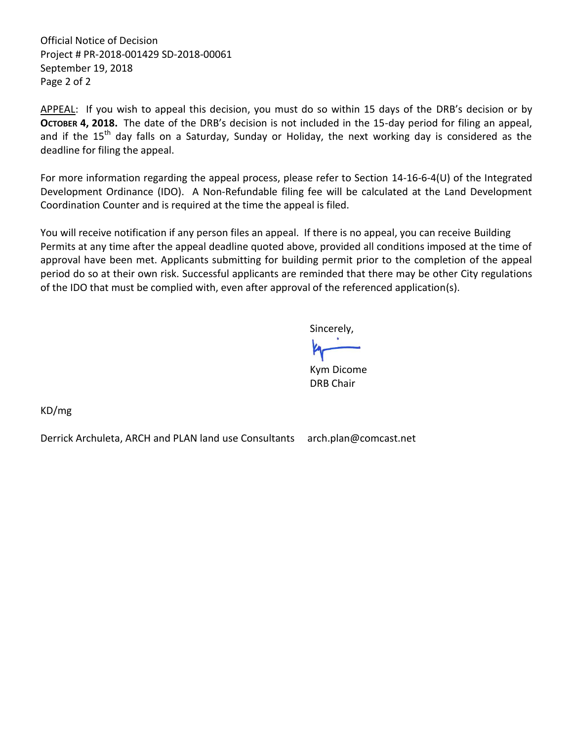APPEAL: If you wish to appeal this decision, you must do so within 15 days of the DRB's decision or by **OCTOBER 4, 2018.** The date of the DRB's decision is not included in the 15-day period for filing an appeal, and if the 15th day falls on a Saturday, Sunday or Holiday, the next working day is considered as the deadline for filing the appeal.

For more information regarding the appeal process, please refer to Section 14-16-6-4(U) of the Integrated Development Ordinance (IDO). A Non-Refundable filing fee will be calculated at the Land Development Coordination Counter and is required at the time the appeal is filed.

You will receive notification if any person files an appeal. If there is no appeal, you can receive Building Permits at any time after the appeal deadline quoted above, provided all conditions imposed at the time of approval have been met. Applicants submitting for building permit prior to the completion of the appeal period do so at their own risk. Successful applicants are reminded that there may be other City regulations of the IDO that must be complied with, even after approval of the referenced application(s).

Sincerely,

Kym Dicome
DRB Chair

KD/mg

Derrick Archuleta, ARCH and PLAN land use Consultants arch.plan@comcast.net